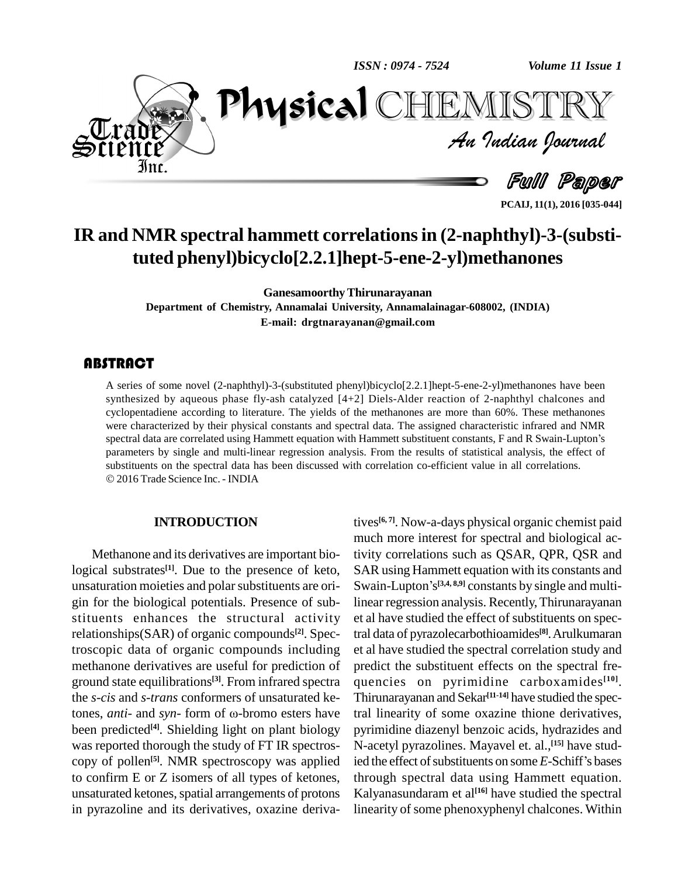# IR and NMR spectral hammett correlations in (2-naphthyl)-3-(substituted phenyl)bicyclo[2.2.1]hept-5-ene-2-yl)methanones

**Ganesamoorthy Thirunarayanan**

**Department of Chemistry, Annamalai University, Annamalainagar-608002, (INDIA)**

**E-mail: drgtnarayanan@gmail.com**

## ABSTRACT

A series of some novel (2-naphthyl)-3-(substituted phenyl)bicyclo[2.2.1]hept-5-ene-2-yl)methanones have been synthesized by aqueous phase fly-ash catalyzed [4+2] Diels-Alder reaction of 2-naphthyl chalcones and cyclopentadiene according to literature. The yields of the methanones are more than 60%. These methanones were characterized by their physical constants and spectral data. The assigned characteristic infrared and NMR spectral data are correlated using Hammett equation with Hammett substituent constants, F and R Swain-Lupton's parameters by single and multi-linear regression analysis. From the results of statistical analysis, the effect of substituents on the spectral data has been discussed with correlation co-efficient value in all correlations.

© 2016 Trade Science Inc. - INDIA

## INTRODUCTION

Methanone and its derivatives are important biological substrates[1]. Due to the presence of keto, unsaturation moieties and polar substituents are origin for the biological potentials. Presence of substituents enhances the structural activity relationships(SAR) of organic compounds[2]. Spectroscopic data of organic compounds including methanone derivatives are useful for prediction of ground state equilibrations[3]. From infrared spectra the *s-cis* and *s-trans* conformers of unsaturated ketones, *anti-* and *syn-* form of ω-bromo esters have been predicted[4]. Shielding light on plant biology was reported thorough the study of FT IR spectroscopy of pollen[5]. NMR spectroscopy was applied to confirm E or Z isomers of all types of ketones, unsaturated ketones, spatial arrangements of protons in pyrazoline and its derivatives, oxazine derivatives[6,7]. Now-a-days physical organic chemist paid much more interest for spectral and biological activity correlations such as QSAR, QPR, QSR and SAR using Hammett equation with its constants and Swain-Lupton's[3,4,8,9] constants by single and multi-linear regression analysis. Recently, Thirunarayanan et al have studied the effect of substituents on spectral data of pyrazolecarbothioamides[8]. Arulkumaran et al have studied the spectral correlation study and predict the substituent effects on the spectral frequencies on pyrimidine carboxamides[10]. Thirunarayanan and Sekar[11-14] have studied the spectral linearity of some oxazine thione derivatives, pyrimidine diazenyl benzoic acids, hydrazides and N-acetyl pyrazolines. Mayavel et. al.,[15] have studied the effect of substituents on some *E*-Schiff's bases through spectral data using Hammett equation. Kalyanasundaram et al[16] have studied the spectral linearity of some phenoxyphenyl chalcones. Within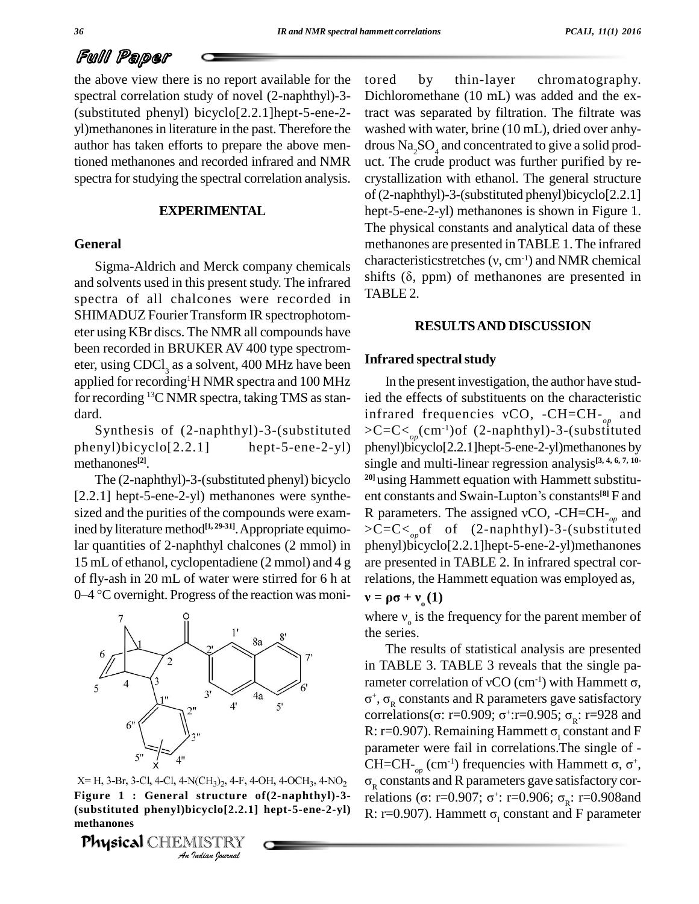the above view there is no report available for the spectral correlation study of novel (2-naphthyl)-3-(substituted phenyl) bicyclo[2.2.1]hept-5-ene-2-yl)methanones in literature in the past. Therefore the author has taken efforts to prepare the above mentioned methanones and recorded infrared and NMR spectra for studying the spectral correlation analysis.

## EXPERIMENTAL

### General

Sigma-Aldrich and Merck company chemicals and solvents used in this present study. The infrared spectra of all chalcones were recorded in SHIMADUZ Fourier Transform IR spectrophotometer using KBr discs. The NMR all compounds have been recorded in BRUKER AV 400 type spectrometer, using $CDCl_3$ as a solvent, 400 MHz have been applied for recording $^1$H NMR spectra and 100 MHz for recording $^{13}$C NMR spectra, taking TMS as standard.

Synthesis of (2-naphthyl)-3-(substituted phenyl)bicyclo[2.2.1] hept-5-ene-2-yl) methanones[2].

The (2-naphthyl)-3-(substituted phenyl) bicyclo [2.2.1] hept-5-ene-2-yl) methanones were synthesized and the purities of the compounds were examined by literature method[1, 29-31]. Appropriate equimolar quantities of 2-naphthyl chalcones (2 mmol) in 15 mL of ethanol, cyclopentadiene (2 mmol) and 4 g of fly-ash in 20 mL of water were stirred for 6 h at 0–4 °C overnight. Progress of the reaction was monitored by thin-layer chromatography. Dichloromethane (10 mL) was added and the extract was separated by filtration. The filtrate was washed with water, brine (10 mL), dried over anhydrous $Na_2SO_4$ and concentrated to give a solid product. The crude product was further purified by recrystallization with ethanol. The general structure of (2-naphthyl)-3-(substituted phenyl)bicyclo[2.2.1] hept-5-ene-2-yl) methanones is shown in Figure 1. The physical constants and analytical data of these methanones are presented in TABLE 1. The infrared characteristicstretches ($\nu$, cm$^{-1}$) and NMR chemical shifts ($\delta$, ppm) of methanones are presented in TABLE 2.

X= H, 3-Br, 3-Cl, 4-Cl, 4-N$(CH_3)_2$, 4-F, 4-OH, 4-$OCH_3$, 4-$NO_2$

**Figure 1 : General structure of(2-naphthyl)-3-(substituted phenyl)bicyclo[2.2.1] hept-5-ene-2-yl) methanones**

## RESULTS AND DISCUSSION

### Infrared spectral study

In the present investigation, the author have studied the effects of substituents on the characteristic infrared frequencies $\nu$CO, -CH=CH-$_{op}$ and >C=C<$_{op}$(cm$^{-1}$)of (2-naphthyl)-3-(substituted phenyl)bicyclo[2.2.1]hept-5-ene-2-yl)methanones by single and multi-linear regression analysis[3, 4, 6, 7, 10-20] using Hammett equation with Hammett substituent constants and Swain-Lupton's constants[8] F and R parameters. The assigned $\nu$CO, -CH=CH-$_{op}$ and >C=C<$_{op}$of of (2-naphthyl)-3-(substituted phenyl)bicyclo[2.2.1]hept-5-ene-2-yl)methanones are presented in TABLE 2. In infrared spectral correlations, the Hammett equation was employed as,

$$\nu = \rho\sigma + \nu_o \quad (1)$$

where $\nu_o$ is the frequency for the parent member of the series.

The results of statistical analysis are presented in TABLE 3. TABLE 3 reveals that the single parameter correlation of $\nu$CO (cm$^{-1}$) with Hammett $\sigma$, $\sigma^+$, $\sigma_R$ constants and R parameters gave satisfactory correlations($\sigma$: r=0.909; $\sigma^+$:r=0.905; $\sigma_R$: r=928 and R: r=0.907). Remaining Hammett $\sigma_I$ constant and F parameter were fail in correlations.The single of -CH=CH-$_{op}$ (cm$^{-1}$) frequencies with Hammett $\sigma$, $\sigma^+$, $\sigma_R$ constants and R parameters gave satisfactory correlations ($\sigma$: r=0.907; $\sigma^+$: r=0.906; $\sigma_R$: r=0.908and R: r=0.907). Hammett $\sigma_I$ constant and F parameter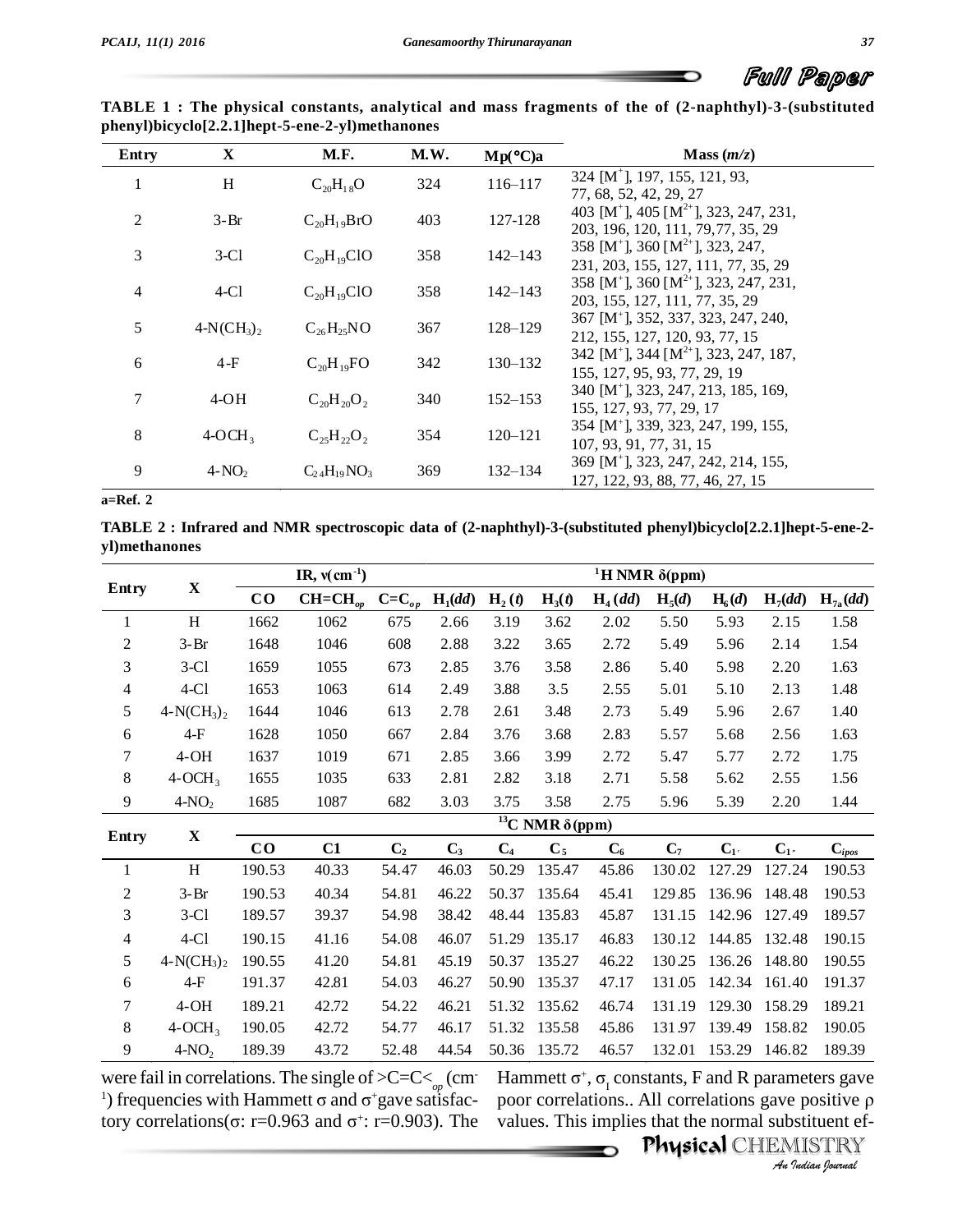**TABLE 1 : The physical constants, analytical and mass fragments of the of (2-naphthyl)-3-(substituted phenyl)bicyclo[2.2.1]hept-5-ene-2-yl)methanones**

| Entry | X | M.F. | M.W. | Mp(°C)a | Mass (*m/z*) |
|---|---|---|---|---|---|
| 1 | H | $C_{20}H_{18}O$ | 324 | 116–117 | 324 [M$^{+}$], 197, 155, 121, 93, 77, 68, 52, 42, 29, 27 |
| 2 | 3-Br | $C_{20}H_{19}BrO$ | 403 | 127-128 | 403 [M$^{+}$], 405 [M$^{2+}$], 323, 247, 231, 203, 196, 120, 111, 79,77, 35, 29 |
| 3 | 3-Cl | $C_{20}H_{19}ClO$ | 358 | 142–143 | 358 [M$^{+}$], 360 [M$^{2+}$], 323, 247, 231, 203, 155, 127, 111, 77, 35, 29 |
| 4 | 4-Cl | $C_{20}H_{19}ClO$ | 358 | 142–143 | 358 [M$^{+}$], 360 [M$^{2+}$], 323, 247, 231, 203, 155, 127, 111, 77, 35, 29 |
| 5 | 4-N(CH$_3$)$_2$ | $C_{26}H_{25}NO$ | 367 | 128–129 | 367 [M$^{+}$], 352, 337, 323, 247, 240, 212, 155, 127, 120, 93, 77, 15 |
| 6 | 4-F | $C_{20}H_{19}FO$ | 342 | 130–132 | 342 [M$^{+}$], 344 [M$^{2+}$], 323, 247, 187, 155, 127, 95, 93, 77, 29, 19 |
| 7 | 4-OH | $C_{20}H_{20}O_2$ | 340 | 152–153 | 340 [M$^{+}$], 323, 247, 213, 185, 169, 155, 127, 93, 77, 29, 17 |
| 8 | 4-OCH$_3$ | $C_{25}H_{22}O_2$ | 354 | 120–121 | 354 [M$^{+}$], 339, 323, 247, 199, 155, 107, 93, 91, 77, 31, 15 |
| 9 | 4-NO$_2$ | $C_{24}H_{19}NO_3$ | 369 | 132–134 | 369 [M$^{+}$], 323, 247, 242, 214, 155, 127, 122, 93, 88, 77, 46, 27, 15 |

a=Ref. 2

**TABLE 2 : Infrared and NMR spectroscopic data of (2-naphthyl)-3-(substituted phenyl)bicyclo[2.2.1]hept-5-ene-2-yl)methanones**

| Entry | X | IR, ν(cm$^{-1}$) | | | $^{1}$H NMR δ(ppm) | | | | | | | |
|---|---|---|---|---|---|---|---|---|---|---|---|---|
| | | CO | CH=CH$_{op}$ | C=C$_{op}$ | H$_1$(*dd*) | H$_2$ (*t*) | H$_3$(*t*) | H$_4$ (*dd*) | H$_5$(*d*) | H$_6$ (*d*) | H$_7$(*dd*) | H$_{7a}$(*dd*) |
| 1 | H | 1662 | 1062 | 675 | 2.66 | 3.19 | 3.62 | 2.02 | 5.50 | 5.93 | 2.15 | 1.58 |
| 2 | 3-Br | 1648 | 1046 | 608 | 2.88 | 3.22 | 3.65 | 2.72 | 5.49 | 5.96 | 2.14 | 1.54 |
| 3 | 3-Cl | 1659 | 1055 | 673 | 2.85 | 3.76 | 3.58 | 2.86 | 5.40 | 5.98 | 2.20 | 1.63 |
| 4 | 4-Cl | 1653 | 1063 | 614 | 2.49 | 3.88 | 3.5 | 2.55 | 5.01 | 5.10 | 2.13 | 1.48 |
| 5 | 4-N(CH$_3$)$_2$ | 1644 | 1046 | 613 | 2.78 | 2.61 | 3.48 | 2.73 | 5.49 | 5.96 | 2.67 | 1.40 |
| 6 | 4-F | 1628 | 1050 | 667 | 2.84 | 3.76 | 3.68 | 2.83 | 5.57 | 5.68 | 2.56 | 1.63 |
| 7 | 4-OH | 1637 | 1019 | 671 | 2.85 | 3.66 | 3.99 | 2.72 | 5.47 | 5.77 | 2.72 | 1.75 |
| 8 | 4-OCH$_3$ | 1655 | 1035 | 633 | 2.81 | 2.82 | 3.18 | 2.71 | 5.58 | 5.62 | 2.55 | 1.56 |
| 9 | 4-NO$_2$ | 1685 | 1087 | 682 | 3.03 | 3.75 | 3.58 | 2.75 | 5.96 | 5.39 | 2.20 | 1.44 |
| **Entry** | **X** | **$^{13}$C NMR δ(ppm)** | | | | | | | | | | |
| | | CO | C1 | C$_2$ | C$_3$ | C$_4$ | C$_5$ | C$_6$ | C$_7$ | C$_{1'}$ | C$_{1''}$ | C$_{ipos}$ |
| 1 | H | 190.53 | 40.33 | 54.47 | 46.03 | 50.29 | 135.47 | 45.86 | 130.02 | 127.29 | 127.24 | 190.53 |
| 2 | 3-Br | 190.53 | 40.34 | 54.81 | 46.22 | 50.37 | 135.64 | 45.41 | 129.85 | 136.96 | 148.48 | 190.53 |
| 3 | 3-Cl | 189.57 | 39.37 | 54.98 | 38.42 | 48.44 | 135.83 | 45.87 | 131.15 | 142.96 | 127.49 | 189.57 |
| 4 | 4-Cl | 190.15 | 41.16 | 54.08 | 46.07 | 51.29 | 135.17 | 46.83 | 130.12 | 144.85 | 132.48 | 190.15 |
| 5 | 4-N(CH$_3$)$_2$ | 190.55 | 41.20 | 54.81 | 45.19 | 50.37 | 135.27 | 46.22 | 130.25 | 136.26 | 148.80 | 190.55 |
| 6 | 4-F | 191.37 | 42.81 | 54.03 | 46.27 | 50.90 | 135.37 | 47.17 | 131.05 | 142.34 | 161.40 | 191.37 |
| 7 | 4-OH | 189.21 | 42.72 | 54.22 | 46.21 | 51.32 | 135.62 | 46.74 | 131.19 | 129.30 | 158.29 | 189.21 |
| 8 | 4-OCH$_3$ | 190.05 | 42.72 | 54.77 | 46.17 | 51.32 | 135.58 | 45.86 | 131.97 | 139.49 | 158.82 | 190.05 |
| 9 | 4-NO$_2$ | 189.39 | 43.72 | 52.48 | 44.54 | 50.36 | 135.72 | 46.57 | 132.01 | 153.29 | 146.82 | 189.39 |

were fail in correlations. The single of >C=C<$_{op}$ (cm$^{-1}$) frequencies with Hammett σ and σ$^{+}$gave satisfactory correlations(σ: r=0.963 and σ$^{+}$: r=0.903). The Hammett σ$^{+}$, σ$_{I}$ constants, F and R parameters gave poor correlations.. All correlations gave positive ρ values. This implies that the normal substituent ef-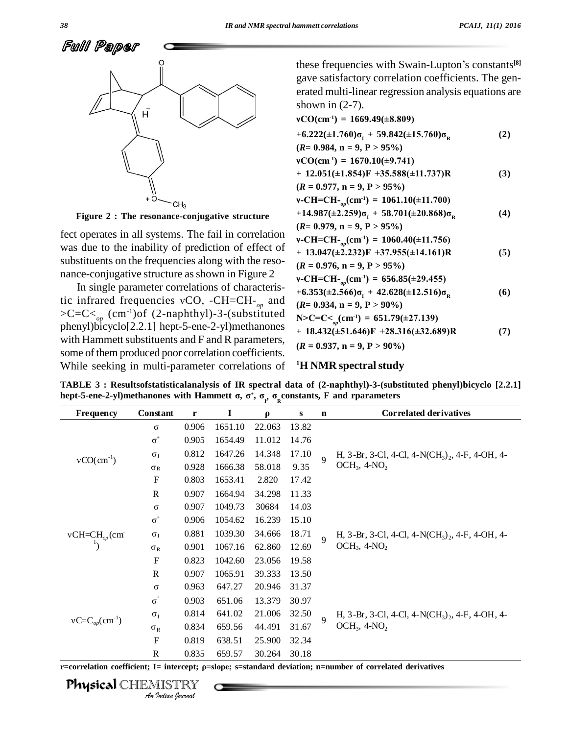Full Paper

Figure 2 : The resonance-conjugative structure

fect operates in all systems. The fail in correlation was due to the inability of prediction of effect of substituents on the frequencies along with the resonance-conjugative structure as shown in Figure 2

In single parameter correlations of characteristic infrared frequencies νCO, -CH=CH-$_{op}$ and >C=C<$_{op}$ (cm$^{-1}$)of (2-naphthyl)-3-(substituted phenyl)bicyclo[2.2.1] hept-5-ene-2-yl)methanones with Hammett substituents and F and R parameters, some of them produced poor correlation coefficients. While seeking in multi-parameter correlations of these frequencies with Swain-Lupton's constants[8] gave satisfactory correlation coefficients. The generated multi-linear regression analysis equations are shown in (2-7).

$$\nu CO(cm^{-1}) = 1669.49(\pm 8.809) + 6.222(\pm 1.760)\sigma_I + 59.842(\pm 15.760)\sigma_R \quad (2)$$

**($R$= 0.984, n = 9, P > 95%)**

$$\nu CO(cm^{-1}) = 1670.10(\pm 9.741) + 12.051(\pm 1.854)F + 35.588(\pm 11.737)R \quad (3)$$

**($R$ = 0.977, n = 9, P > 95%)**

$$\nu\text{-}CH{=}CH\text{-}_{op}(cm^{-1}) = 1061.10(\pm 11.700) + 14.987(\pm 2.259)\sigma_I + 58.701(\pm 20.868)\sigma_R \quad (4)$$

**($R$= 0.979, n = 9, P > 95%)**

$$\nu\text{-}CH{=}CH\text{-}_{op}(cm^{-1}) = 1060.40(\pm 11.756) + 13.047(\pm 2.232)F + 37.955(\pm 14.161)R \quad (5)$$

**($R$ = 0.976, n = 9, P > 95%)**

$$\nu\text{-}CH{=}CH\text{-}_{op}(cm^{-1}) = 656.85(\pm 29.455) + 6.353(\pm 2.566)\sigma_I + 42.628(\pm 12.516)\sigma_R \quad (6)$$

**($R$= 0.934, n = 9, P > 90%)**

$$N{>}C{=}C{<}_{op}(cm^{-1}) = 651.79(\pm 27.139) + 18.432(\pm 51.646)F + 28.316(\pm 32.689)R \quad (7)$$

**($R$ = 0.937, n = 9, P > 90%)**

## $^1$H NMR spectral study

**TABLE 3 : Resultsofstatisticalanalysis of IR spectral data of (2-naphthyl)-3-(substituted phenyl)bicyclo [2.2.1] hept-5-ene-2-yl)methanones with Hammett σ, σ$^+$, σ$_I$, σ$_R$ constants, F and rparameters**

| Frequency | Constant | r | I | ρ | s | n | Correlated derivatives |
|---|---|---|---|---|---|---|---|
| νCO(cm$^{-1}$) | σ | 0.906 | 1651.10 | 22.063 | 13.82 | 9 | H, 3-Br, 3-Cl, 4-Cl, 4-N(CH$_3$)$_2$, 4-F, 4-OH, 4-OCH$_3$, 4-NO$_2$ |
| | σ$^+$ | 0.905 | 1654.49 | 11.012 | 14.76 | | |
| | σ$_I$ | 0.812 | 1647.26 | 14.348 | 17.10 | | |
| | σ$_R$ | 0.928 | 1666.38 | 58.018 | 9.35 | | |
| | F | 0.803 | 1653.41 | 2.820 | 17.42 | | |
| | R | 0.907 | 1664.94 | 34.298 | 11.33 | | |
| νCH=CH$_{op}$(cm$^{-1}$) | σ | 0.907 | 1049.73 | 30684 | 14.03 | 9 | H, 3-Br, 3-Cl, 4-Cl, 4-N(CH$_3$)$_2$, 4-F, 4-OH, 4-OCH$_3$, 4-NO$_2$ |
| | σ$^+$ | 0.906 | 1054.62 | 16.239 | 15.10 | | |
| | σ$_I$ | 0.881 | 1039.30 | 34.666 | 18.71 | | |
| | σ$_R$ | 0.901 | 1067.16 | 62.860 | 12.69 | | |
| | F | 0.823 | 1042.60 | 23.056 | 19.58 | | |
| | R | 0.907 | 1065.91 | 39.333 | 13.50 | | |
| νC=C$_{op}$(cm$^{-1}$) | σ | 0.963 | 647.27 | 20.946 | 31.37 | 9 | H, 3-Br, 3-Cl, 4-Cl, 4-N(CH$_3$)$_2$, 4-F, 4-OH, 4-OCH$_3$, 4-NO$_2$ |
| | σ$^+$ | 0.903 | 651.06 | 13.379 | 30.97 | | |
| | σ$_I$ | 0.814 | 641.02 | 21.006 | 32.50 | | |
| | σ$_R$ | 0.834 | 659.56 | 44.491 | 31.67 | | |
| | F | 0.819 | 638.51 | 25.900 | 32.34 | | |
| | R | 0.835 | 659.57 | 30.264 | 30.18 | | |

r=correlation coefficient; I= intercept; ρ=slope; s=standard deviation; n=number of correlated derivatives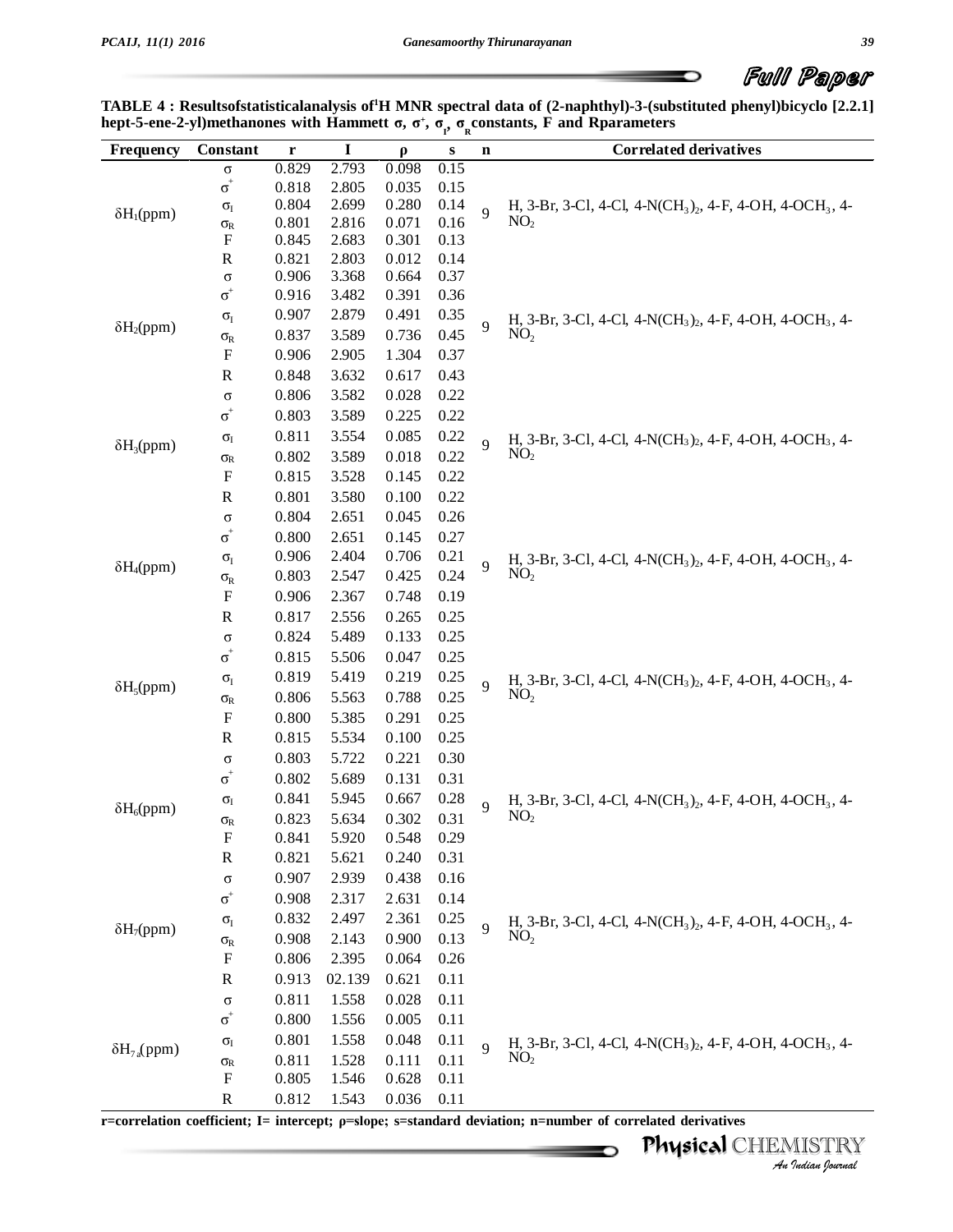**TABLE 4 : Resultsofstatisticalanalysis of[1]H MNR spectral data of (2-naphthyl)-3-(substituted phenyl)bicyclo [2.2.1] hept-5-ene-2-yl)methanones with Hammett σ, $\sigma^+$, $\sigma_I$, $\sigma_R$ constants, F and Rparameters**

| Frequency | Constant | r | I | ρ | s | n | Correlated derivatives |
|---|---|---|---|---|---|---|---|
| $\delta H_1$(ppm) | σ | 0.829 | 2.793 | 0.098 | 0.15 | 9 | H, 3-Br, 3-Cl, 4-Cl, 4-$N(CH_3)_2$, 4-F, 4-OH, 4-$OCH_3$, 4-$NO_2$ |
| | $\sigma^+$ | 0.818 | 2.805 | 0.035 | 0.15 | | |
| | $\sigma_I$ | 0.804 | 2.699 | 0.280 | 0.14 | | |
| | $\sigma_R$ | 0.801 | 2.816 | 0.071 | 0.16 | | |
| | F | 0.845 | 2.683 | 0.301 | 0.13 | | |
| | R | 0.821 | 2.803 | 0.012 | 0.14 | | |
| $\delta H_2$(ppm) | σ | 0.906 | 3.368 | 0.664 | 0.37 | 9 | H, 3-Br, 3-Cl, 4-Cl, 4-$N(CH_3)_2$, 4-F, 4-OH, 4-$OCH_3$, 4-$NO_2$ |
| | $\sigma^+$ | 0.916 | 3.482 | 0.391 | 0.36 | | |
| | $\sigma_I$ | 0.907 | 2.879 | 0.491 | 0.35 | | |
| | $\sigma_R$ | 0.837 | 3.589 | 0.736 | 0.45 | | |
| | F | 0.906 | 2.905 | 1.304 | 0.37 | | |
| | R | 0.848 | 3.632 | 0.617 | 0.43 | | |
| $\delta H_3$(ppm) | σ | 0.806 | 3.582 | 0.028 | 0.22 | 9 | H, 3-Br, 3-Cl, 4-Cl, 4-$N(CH_3)_2$, 4-F, 4-OH, 4-$OCH_3$, 4-$NO_2$ |
| | $\sigma^+$ | 0.803 | 3.589 | 0.225 | 0.22 | | |
| | $\sigma_I$ | 0.811 | 3.554 | 0.085 | 0.22 | | |
| | $\sigma_R$ | 0.802 | 3.589 | 0.018 | 0.22 | | |
| | F | 0.815 | 3.528 | 0.145 | 0.22 | | |
| | R | 0.801 | 3.580 | 0.100 | 0.22 | | |
| $\delta H_4$(ppm) | σ | 0.804 | 2.651 | 0.045 | 0.26 | 9 | H, 3-Br, 3-Cl, 4-Cl, 4-$N(CH_3)_2$, 4-F, 4-OH, 4-$OCH_3$, 4-$NO_2$ |
| | $\sigma^+$ | 0.800 | 2.651 | 0.145 | 0.27 | | |
| | $\sigma_I$ | 0.906 | 2.404 | 0.706 | 0.21 | | |
| | $\sigma_R$ | 0.803 | 2.547 | 0.425 | 0.24 | | |
| | F | 0.906 | 2.367 | 0.748 | 0.19 | | |
| | R | 0.817 | 2.556 | 0.265 | 0.25 | | |
| $\delta H_5$(ppm) | σ | 0.824 | 5.489 | 0.133 | 0.25 | 9 | H, 3-Br, 3-Cl, 4-Cl, 4-$N(CH_3)_2$, 4-F, 4-OH, 4-$OCH_3$, 4-$NO_2$ |
| | $\sigma^+$ | 0.815 | 5.506 | 0.047 | 0.25 | | |
| | $\sigma_I$ | 0.819 | 5.419 | 0.219 | 0.25 | | |
| | $\sigma_R$ | 0.806 | 5.563 | 0.788 | 0.25 | | |
| | F | 0.800 | 5.385 | 0.291 | 0.25 | | |
| | R | 0.815 | 5.534 | 0.100 | 0.25 | | |
| $\delta H_6$(ppm) | σ | 0.803 | 5.722 | 0.221 | 0.30 | 9 | H, 3-Br, 3-Cl, 4-Cl, 4-$N(CH_3)_2$, 4-F, 4-OH, 4-$OCH_3$, 4-$NO_2$ |
| | $\sigma^+$ | 0.802 | 5.689 | 0.131 | 0.31 | | |
| | $\sigma_I$ | 0.841 | 5.945 | 0.667 | 0.28 | | |
| | $\sigma_R$ | 0.823 | 5.634 | 0.302 | 0.31 | | |
| | F | 0.841 | 5.920 | 0.548 | 0.29 | | |
| | R | 0.821 | 5.621 | 0.240 | 0.31 | | |
| $\delta H_7$(ppm) | σ | 0.907 | 2.939 | 0.438 | 0.16 | 9 | H, 3-Br, 3-Cl, 4-Cl, 4-$N(CH_3)_2$, 4-F, 4-OH, 4-$OCH_3$, 4-$NO_2$ |
| | $\sigma^+$ | 0.908 | 2.317 | 2.631 | 0.14 | | |
| | $\sigma_I$ | 0.832 | 2.497 | 2.361 | 0.25 | | |
| | $\sigma_R$ | 0.908 | 2.143 | 0.900 | 0.13 | | |
| | F | 0.806 | 2.395 | 0.064 | 0.26 | | |
| | R | 0.913 | 02.139 | 0.621 | 0.11 | | |
| $\delta H_{7a}$(ppm) | σ | 0.811 | 1.558 | 0.028 | 0.11 | 9 | H, 3-Br, 3-Cl, 4-Cl, 4-$N(CH_3)_2$, 4-F, 4-OH, 4-$OCH_3$, 4-$NO_2$ |
| | $\sigma^+$ | 0.800 | 1.556 | 0.005 | 0.11 | | |
| | $\sigma_I$ | 0.801 | 1.558 | 0.048 | 0.11 | | |
| | $\sigma_R$ | 0.811 | 1.528 | 0.111 | 0.11 | | |
| | F | 0.805 | 1.546 | 0.628 | 0.11 | | |
| | R | 0.812 | 1.543 | 0.036 | 0.11 | | |

**r=correlation coefficient; I= intercept; ρ=slope; s=standard deviation; n=number of correlated derivatives**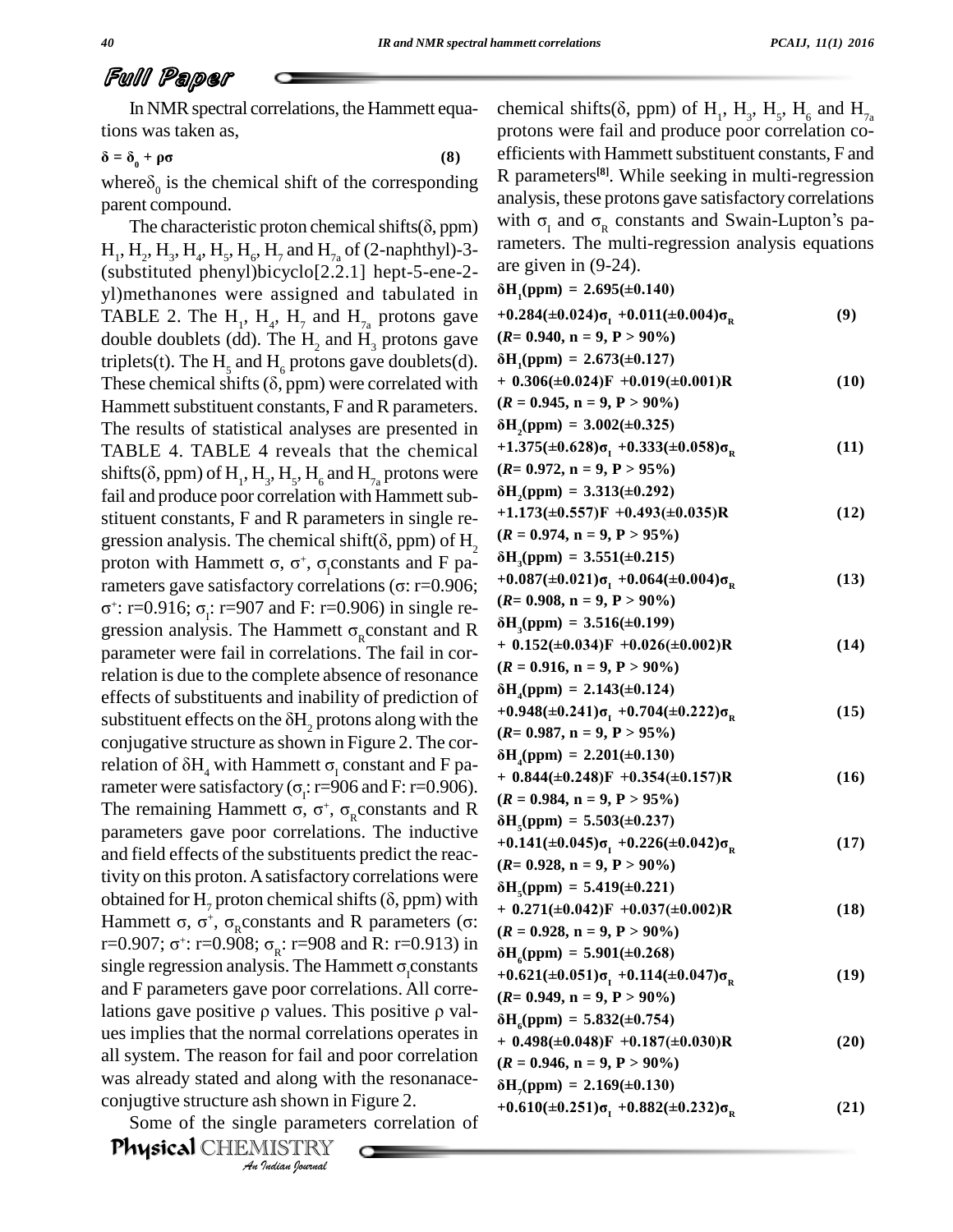In NMR spectral correlations, the Hammett equations was taken as,

$$\delta = \delta_0 + \rho\sigma \quad (8)$$

where $\delta_0$ is the chemical shift of the corresponding parent compound.

The characteristic proton chemical shifts($\delta$, ppm) $H_1$, $H_2$, $H_3$, $H_4$, $H_5$, $H_6$, $H_7$ and $H_{7a}$ of (2-naphthyl)-3-(substituted phenyl)bicyclo[2.2.1] hept-5-ene-2-yl)methanones were assigned and tabulated in TABLE 2. The $H_1$, $H_4$, $H_7$ and $H_{7a}$ protons gave double doublets (dd). The $H_2$ and $H_3$ protons gave triplets(t). The $H_5$ and $H_6$ protons gave doublets(d). These chemical shifts ($\delta$, ppm) were correlated with Hammett substituent constants, F and R parameters. The results of statistical analyses are presented in TABLE 4. TABLE 4 reveals that the chemical shifts($\delta$, ppm) of $H_1$, $H_3$, $H_5$, $H_6$ and $H_{7a}$ protons were fail and produce poor correlation with Hammett substituent constants, F and R parameters in single regression analysis. The chemical shift($\delta$, ppm) of $H_2$ proton with Hammett $\sigma$, $\sigma^+$, $\sigma_I$constants and F parameters gave satisfactory correlations ($\sigma$: r=0.906; $\sigma^+$: r=0.916; $\sigma_I$: r=907 and F: r=0.906) in single regression analysis. The Hammett $\sigma_R$constant and R parameter were fail in correlations. The fail in correlation is due to the complete absence of resonance effects of substituents and inability of prediction of substituent effects on the $\delta H_2$ protons along with the conjugative structure as shown in Figure 2. The correlation of $\delta H_4$ with Hammett $\sigma_I$ constant and F parameter were satisfactory ($\sigma_I$: r=906 and F: r=0.906). The remaining Hammett $\sigma$, $\sigma^+$, $\sigma_R$constants and R parameters gave poor correlations. The inductive and field effects of the substituents predict the reactivity on this proton. A satisfactory correlations were obtained for $H_7$ proton chemical shifts ($\delta$, ppm) with Hammett $\sigma$, $\sigma^+$, $\sigma_R$constants and R parameters ($\sigma$: r=0.907; $\sigma^+$: r=0.908; $\sigma_R$: r=908 and R: r=0.913) in single regression analysis. The Hammett $\sigma_I$constants and F parameters gave poor correlations. All correlations gave positive $\rho$ values. This positive $\rho$ values implies that the normal correlations operates in all system. The reason for fail and poor correlation was already stated and along with the resonanace-conjugtive structure ash shown in Figure 2.

Some of the single parameters correlation of chemical shifts($\delta$, ppm) of $H_1$, $H_3$, $H_5$, $H_6$ and $H_{7a}$ protons were fail and produce poor correlation coefficients with Hammett substituent constants, F and R parameters[8]. While seeking in multi-regression analysis, these protons gave satisfactory correlations with $\sigma_I$ and $\sigma_R$ constants and Swain-Lupton's parameters. The multi-regression analysis equations are given in (9-24).

$$\delta H_1(\text{ppm}) = 2.695(\pm 0.140) + 0.284(\pm 0.024)\sigma_I + 0.011(\pm 0.004)\sigma_R \quad (9)$$
$(R = 0.940,\ n = 9,\ P > 90\%)$

$$\delta H_1(\text{ppm}) = 2.673(\pm 0.127) + 0.306(\pm 0.024)F + 0.019(\pm 0.001)R \quad (10)$$
$(R = 0.945,\ n = 9,\ P > 90\%)$

$$\delta H_2(\text{ppm}) = 3.002(\pm 0.325) + 1.375(\pm 0.628)\sigma_I + 0.333(\pm 0.058)\sigma_R \quad (11)$$
$(R = 0.972,\ n = 9,\ P > 95\%)$

$$\delta H_2(\text{ppm}) = 3.313(\pm 0.292) + 1.173(\pm 0.557)F + 0.493(\pm 0.035)R \quad (12)$$
$(R = 0.974,\ n = 9,\ P > 95\%)$

$$\delta H_3(\text{ppm}) = 3.551(\pm 0.215) + 0.087(\pm 0.021)\sigma_I + 0.064(\pm 0.004)\sigma_R \quad (13)$$
$(R = 0.908,\ n = 9,\ P > 90\%)$

$$\delta H_3(\text{ppm}) = 3.516(\pm 0.199) + 0.152(\pm 0.034)F + 0.026(\pm 0.002)R \quad (14)$$
$(R = 0.916,\ n = 9,\ P > 90\%)$

$$\delta H_4(\text{ppm}) = 2.143(\pm 0.124) + 0.948(\pm 0.241)\sigma_I + 0.704(\pm 0.222)\sigma_R \quad (15)$$
$(R = 0.987,\ n = 9,\ P > 95\%)$

$$\delta H_4(\text{ppm}) = 2.201(\pm 0.130) + 0.844(\pm 0.248)F + 0.354(\pm 0.157)R \quad (16)$$
$(R = 0.984,\ n = 9,\ P > 95\%)$

$$\delta H_5(\text{ppm}) = 5.503(\pm 0.237) + 0.141(\pm 0.045)\sigma_I + 0.226(\pm 0.042)\sigma_R \quad (17)$$
$(R = 0.928,\ n = 9,\ P > 90\%)$

$$\delta H_5(\text{ppm}) = 5.419(\pm 0.221) + 0.271(\pm 0.042)F + 0.037(\pm 0.002)R \quad (18)$$
$(R = 0.928,\ n = 9,\ P > 90\%)$

$$\delta H_6(\text{ppm}) = 5.901(\pm 0.268) + 0.621(\pm 0.051)\sigma_I + 0.114(\pm 0.047)\sigma_R \quad (19)$$
$(R = 0.949,\ n = 9,\ P > 90\%)$

$$\delta H_6(\text{ppm}) = 5.832(\pm 0.754) + 0.498(\pm 0.048)F + 0.187(\pm 0.030)R \quad (20)$$
$(R = 0.946,\ n = 9,\ P > 90\%)$

$$\delta H_7(\text{ppm}) = 2.169(\pm 0.130) + 0.610(\pm 0.251)\sigma_I + 0.882(\pm 0.232)\sigma_R \quad (21)$$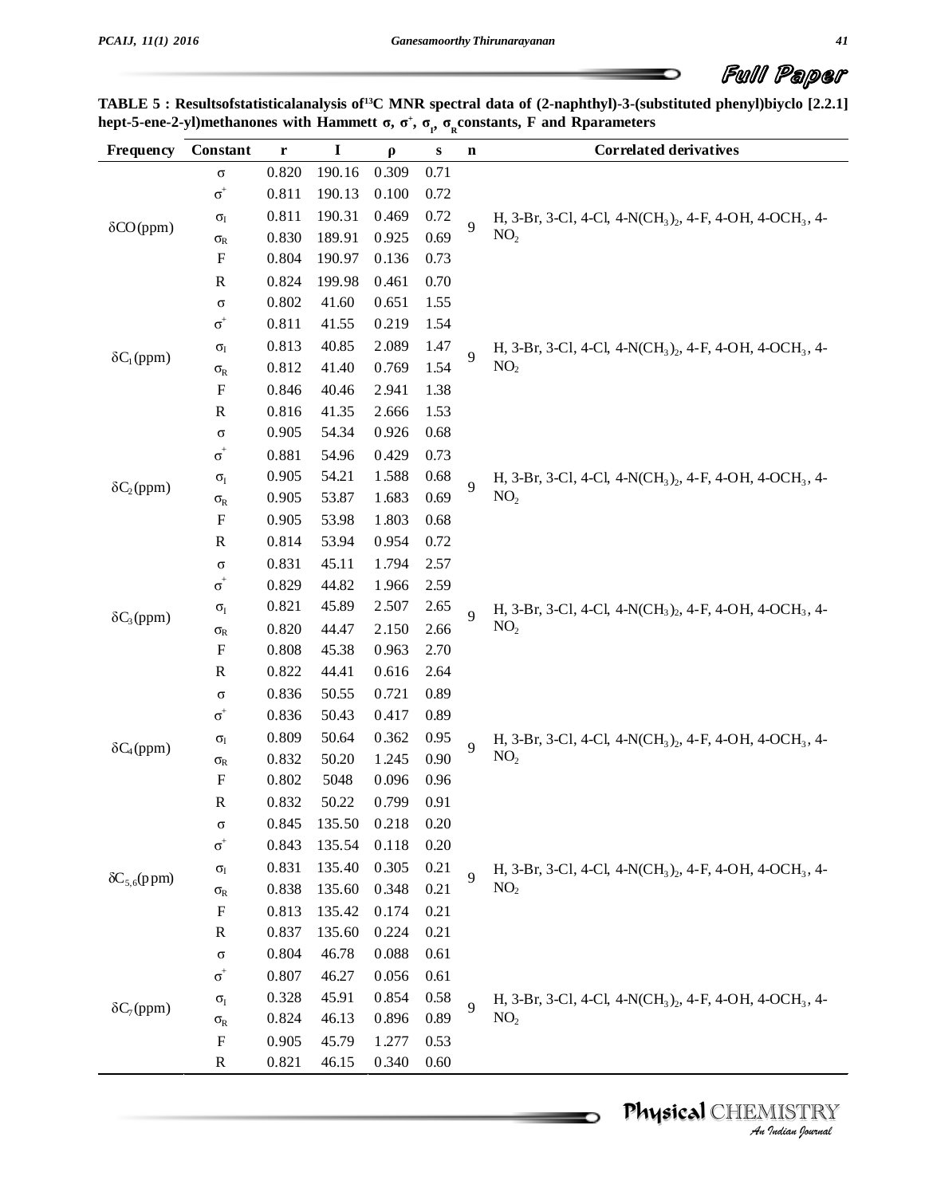**TABLE 5 : Resultsofstatisticalanalysis of[13]C MNR spectral data of (2-naphthyl)-3-(substituted phenyl)biyclo [2.2.1] hept-5-ene-2-yl)methanones with Hammett σ, σ$^+$, σ$_I$, σ$_R$constants, F and Rparameters**

| Frequency | Constant | r | I | ρ | s | n | Correlated derivatives |
|---|---|---|---|---|---|---|---|
| δCO(ppm) | σ | 0.820 | 190.16 | 0.309 | 0.71 | 9 | H, 3-Br, 3-Cl, 4-Cl, 4-N($CH_3$)$_2$, 4-F, 4-OH, 4-$OCH_3$, 4-$NO_2$ |
| | σ$^+$ | 0.811 | 190.13 | 0.100 | 0.72 | | |
| | σ$_I$ | 0.811 | 190.31 | 0.469 | 0.72 | | |
| | σ$_R$ | 0.830 | 189.91 | 0.925 | 0.69 | | |
| | F | 0.804 | 190.97 | 0.136 | 0.73 | | |
| | R | 0.824 | 199.98 | 0.461 | 0.70 | | |
| δ$C_1$(ppm) | σ | 0.802 | 41.60 | 0.651 | 1.55 | 9 | H, 3-Br, 3-Cl, 4-Cl, 4-N($CH_3$)$_2$, 4-F, 4-OH, 4-$OCH_3$, 4-$NO_2$ |
| | σ$^+$ | 0.811 | 41.55 | 0.219 | 1.54 | | |
| | σ$_I$ | 0.813 | 40.85 | 2.089 | 1.47 | | |
| | σ$_R$ | 0.812 | 41.40 | 0.769 | 1.54 | | |
| | F | 0.846 | 40.46 | 2.941 | 1.38 | | |
| | R | 0.816 | 41.35 | 2.666 | 1.53 | | |
| δ$C_2$(ppm) | σ | 0.905 | 54.34 | 0.926 | 0.68 | 9 | H, 3-Br, 3-Cl, 4-Cl, 4-N($CH_3$)$_2$, 4-F, 4-OH, 4-$OCH_3$, 4-$NO_2$ |
| | σ$^+$ | 0.881 | 54.96 | 0.429 | 0.73 | | |
| | σ$_I$ | 0.905 | 54.21 | 1.588 | 0.68 | | |
| | σ$_R$ | 0.905 | 53.87 | 1.683 | 0.69 | | |
| | F | 0.905 | 53.98 | 1.803 | 0.68 | | |
| | R | 0.814 | 53.94 | 0.954 | 0.72 | | |
| δ$C_3$(ppm) | σ | 0.831 | 45.11 | 1.794 | 2.57 | 9 | H, 3-Br, 3-Cl, 4-Cl, 4-N($CH_3$)$_2$, 4-F, 4-OH, 4-$OCH_3$, 4-$NO_2$ |
| | σ$^+$ | 0.829 | 44.82 | 1.966 | 2.59 | | |
| | σ$_I$ | 0.821 | 45.89 | 2.507 | 2.65 | | |
| | σ$_R$ | 0.820 | 44.47 | 2.150 | 2.66 | | |
| | F | 0.808 | 45.38 | 0.963 | 2.70 | | |
| | R | 0.822 | 44.41 | 0.616 | 2.64 | | |
| δ$C_4$(ppm) | σ | 0.836 | 50.55 | 0.721 | 0.89 | 9 | H, 3-Br, 3-Cl, 4-Cl, 4-N($CH_3$)$_2$, 4-F, 4-OH, 4-$OCH_3$, 4-$NO_2$ |
| | σ$^+$ | 0.836 | 50.43 | 0.417 | 0.89 | | |
| | σ$_I$ | 0.809 | 50.64 | 0.362 | 0.95 | | |
| | σ$_R$ | 0.832 | 50.20 | 1.245 | 0.90 | | |
| | F | 0.802 | 5048 | 0.096 | 0.96 | | |
| | R | 0.832 | 50.22 | 0.799 | 0.91 | | |
| δ$C_{5,6}$(ppm) | σ | 0.845 | 135.50 | 0.218 | 0.20 | 9 | H, 3-Br, 3-Cl, 4-Cl, 4-N($CH_3$)$_2$, 4-F, 4-OH, 4-$OCH_3$, 4-$NO_2$ |
| | σ$^+$ | 0.843 | 135.54 | 0.118 | 0.20 | | |
| | σ$_I$ | 0.831 | 135.40 | 0.305 | 0.21 | | |
| | σ$_R$ | 0.838 | 135.60 | 0.348 | 0.21 | | |
| | F | 0.813 | 135.42 | 0.174 | 0.21 | | |
| | R | 0.837 | 135.60 | 0.224 | 0.21 | | |
| δ$C_7$(ppm) | σ | 0.804 | 46.78 | 0.088 | 0.61 | 9 | H, 3-Br, 3-Cl, 4-Cl, 4-N($CH_3$)$_2$, 4-F, 4-OH, 4-$OCH_3$, 4-$NO_2$ |
| | σ$^+$ | 0.807 | 46.27 | 0.056 | 0.61 | | |
| | σ$_I$ | 0.328 | 45.91 | 0.854 | 0.58 | | |
| | σ$_R$ | 0.824 | 46.13 | 0.896 | 0.89 | | |
| | F | 0.905 | 45.79 | 1.277 | 0.53 | | |
| | R | 0.821 | 46.15 | 0.340 | 0.60 | | |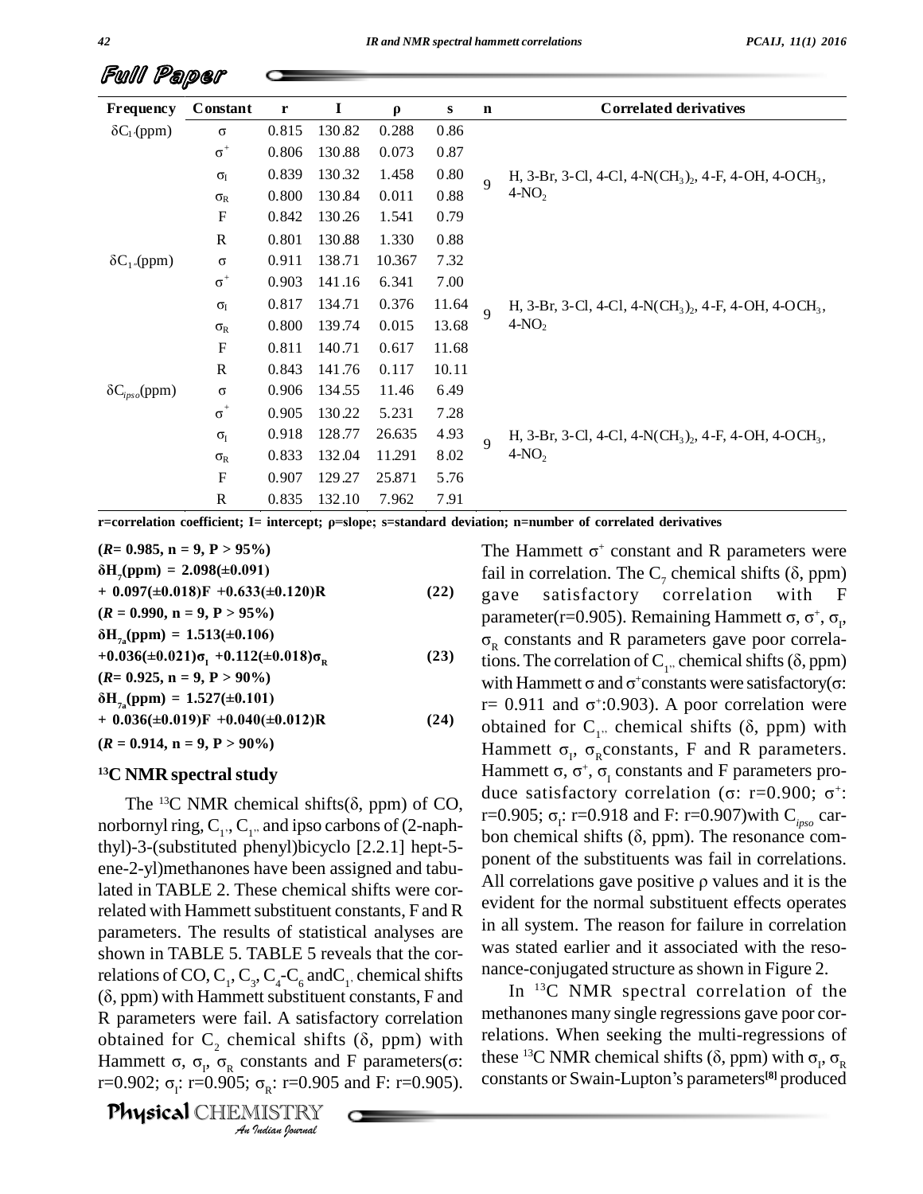| Frequency | Constant | r | I | ρ | s | n | Correlated derivatives |
|---|---|---|---|---|---|---|---|
| $\delta C_{1'}$(ppm) | σ | 0.815 | 130.82 | 0.288 | 0.86 | 9 | H, 3-Br, 3-Cl, 4-Cl, 4-N($CH_3$)$_2$, 4-F, 4-OH, 4-O$CH_3$, 4-$NO_2$ |
| | $\sigma^+$ | 0.806 | 130.88 | 0.073 | 0.87 | | |
| | $\sigma_I$ | 0.839 | 130.32 | 1.458 | 0.80 | | |
| | $\sigma_R$ | 0.800 | 130.84 | 0.011 | 0.88 | | |
| | F | 0.842 | 130.26 | 1.541 | 0.79 | | |
| | R | 0.801 | 130.88 | 1.330 | 0.88 | | |
| $\delta C_{1''}$(ppm) | σ | 0.911 | 138.71 | 10.367 | 7.32 | 9 | H, 3-Br, 3-Cl, 4-Cl, 4-N($CH_3$)$_2$, 4-F, 4-OH, 4-O$CH_3$, 4-$NO_2$ |
| | $\sigma^+$ | 0.903 | 141.16 | 6.341 | 7.00 | | |
| | $\sigma_I$ | 0.817 | 134.71 | 0.376 | 11.64 | | |
| | $\sigma_R$ | 0.800 | 139.74 | 0.015 | 13.68 | | |
| | F | 0.811 | 140.71 | 0.617 | 11.68 | | |
| | R | 0.843 | 141.76 | 0.117 | 10.11 | | |
| $\delta C_{ipso}$(ppm) | σ | 0.906 | 134.55 | 11.46 | 6.49 | 9 | H, 3-Br, 3-Cl, 4-Cl, 4-N($CH_3$)$_2$, 4-F, 4-OH, 4-O$CH_3$, 4-$NO_2$ |
| | $\sigma^+$ | 0.905 | 130.22 | 5.231 | 7.28 | | |
| | $\sigma_I$ | 0.918 | 128.77 | 26.635 | 4.93 | | |
| | $\sigma_R$ | 0.833 | 132.04 | 11.291 | 8.02 | | |
| | F | 0.907 | 129.27 | 25.871 | 5.76 | | |
| | R | 0.835 | 132.10 | 7.962 | 7.91 | | |

r=correlation coefficient; I= intercept; ρ=slope; s=standard deviation; n=number of correlated derivatives

**($R$= 0.985, n = 9, P > 95%)**

$$\delta H_7(\text{ppm}) = 2.098(\pm0.091) + 0.097(\pm0.018)F + 0.633(\pm0.120)R \quad (22)$$

**($R$ = 0.990, n = 9, P > 95%)**

$$\delta H_{7a}(\text{ppm}) = 1.513(\pm0.106) + 0.036(\pm0.021)\sigma_I + 0.112(\pm0.018)\sigma_R \quad (23)$$

**($R$= 0.925, n = 9, P > 90%)**

$$\delta H_{7a}(\text{ppm}) = 1.527(\pm0.101) + 0.036(\pm0.019)F + 0.040(\pm0.012)R \quad (24)$$

**($R$ = 0.914, n = 9, P > 90%)**

## 13C NMR spectral study

The 13C NMR chemical shifts(δ, ppm) of CO, norbornyl ring, $C_{1'}$, $C_{1''}$ and ipso carbons of (2-naphthyl)-3-(substituted phenyl)bicyclo [2.2.1] hept-5-ene-2-yl)methanones have been assigned and tabulated in TABLE 2. These chemical shifts were correlated with Hammett substituent constants, F and R parameters. The results of statistical analyses are shown in TABLE 5. TABLE 5 reveals that the correlations of CO, $C_1$, $C_3$, $C_4$-$C_6$ and$C_{1'}$ chemical shifts (δ, ppm) with Hammett substituent constants, F and R parameters were fail. A satisfactory correlation obtained for $C_2$ chemical shifts (δ, ppm) with Hammett σ, $\sigma_I$, $\sigma_R$ constants and F parameters(σ: r=0.902; $\sigma_I$: r=0.905; $\sigma_R$: r=0.905 and F: r=0.905). The Hammett $\sigma^+$ constant and R parameters were fail in correlation. The $C_7$ chemical shifts (δ, ppm) gave satisfactory correlation with F parameter(r=0.905). Remaining Hammett σ, $\sigma^+$, $\sigma_I$, $\sigma_R$ constants and R parameters gave poor correlations. The correlation of $C_{1''}$ chemical shifts (δ, ppm) with Hammett σ and $\sigma^+$constants were satisfactory(σ: r= 0.911 and $\sigma^+$:0.903). A poor correlation were obtained for $C_{1''}$ chemical shifts (δ, ppm) with Hammett $\sigma_I$, $\sigma_R$constants, F and R parameters. Hammett σ, $\sigma^+$, $\sigma_I$ constants and F parameters produce satisfactory correlation (σ: r=0.900; $\sigma^+$: r=0.905; $\sigma_I$: r=0.918 and F: r=0.907)with $C_{ipso}$ carbon chemical shifts (δ, ppm). The resonance component of the substituents was fail in correlations. All correlations gave positive ρ values and it is the evident for the normal substituent effects operates in all system. The reason for failure in correlation was stated earlier and it associated with the resonance-conjugated structure as shown in Figure 2.

In 13C NMR spectral correlation of the methanones many single regressions gave poor correlations. When seeking the multi-regressions of these 13C NMR chemical shifts (δ, ppm) with $\sigma_I$, $\sigma_R$ constants or Swain-Lupton's parameters[8] produced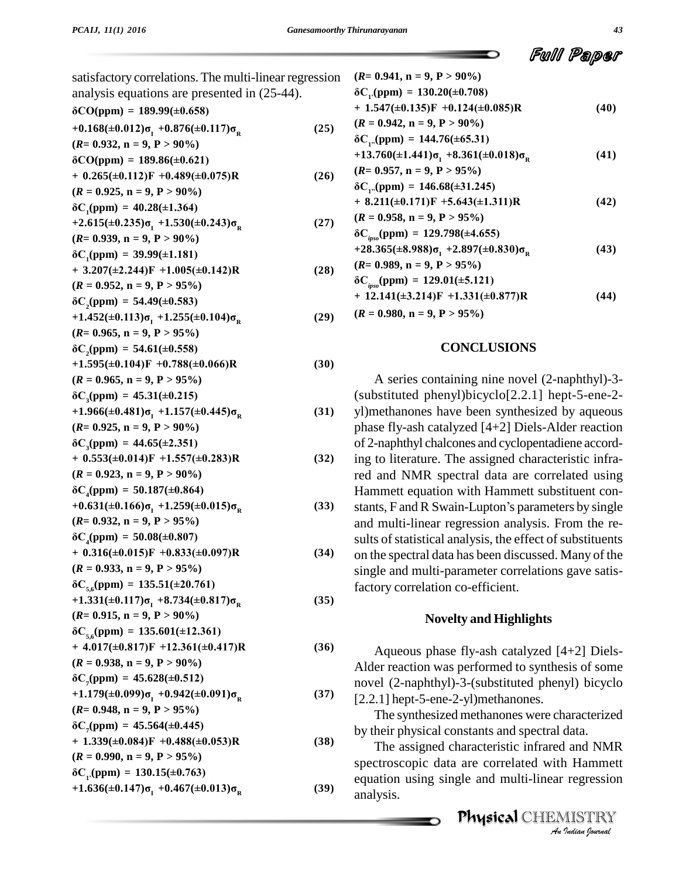satisfactory correlations. The multi-linear regression analysis equations are presented in (25-44).

$$\delta CO(ppm) = 189.99(\pm0.658) +0.168(\pm0.012)\sigma_I +0.876(\pm0.117)\sigma_R \quad (25)$$
($R$= 0.932, n = 9, P > 90%)

$$\delta CO(ppm) = 189.86(\pm0.621) + 0.265(\pm0.112)F +0.489(\pm0.075)R \quad (26)$$
($R$ = 0.925, n = 9, P > 90%)

$$\delta C_1(ppm) = 40.28(\pm1.364) +2.615(\pm0.235)\sigma_I +1.530(\pm0.243)\sigma_R \quad (27)$$
($R$= 0.939, n = 9, P > 90%)

$$\delta C_1(ppm) = 39.99(\pm1.181) + 3.207(\pm2.244)F +1.005(\pm0.142)R \quad (28)$$
($R$ = 0.952, n = 9, P > 95%)

$$\delta C_2(ppm) = 54.49(\pm0.583) +1.452(\pm0.113)\sigma_I +1.255(\pm0.104)\sigma_R \quad (29)$$
($R$= 0.965, n = 9, P > 95%)

$$\delta C_2(ppm) = 54.61(\pm0.558) +1.595(\pm0.104)F +0.788(\pm0.066)R \quad (30)$$
($R$ = 0.965, n = 9, P > 95%)

$$\delta C_3(ppm) = 45.31(\pm0.215) +1.966(\pm0.481)\sigma_I +1.157(\pm0.445)\sigma_R \quad (31)$$
($R$= 0.925, n = 9, P > 90%)

$$\delta C_3(ppm) = 44.65(\pm2.351) + 0.553(\pm0.014)F +1.557(\pm0.283)R \quad (32)$$
($R$ = 0.923, n = 9, P > 90%)

$$\delta C_4(ppm) = 50.187(\pm0.864) +0.631(\pm0.166)\sigma_I +1.259(\pm0.015)\sigma_R \quad (33)$$
($R$= 0.932, n = 9, P > 95%)

$$\delta C_4(ppm) = 50.08(\pm0.807) + 0.316(\pm0.015)F +0.833(\pm0.097)R \quad (34)$$
($R$ = 0.933, n = 9, P > 95%)

$$\delta C_{5,6}(ppm) = 135.51(\pm20.761) +1.331(\pm0.117)\sigma_I +8.734(\pm0.817)\sigma_R \quad (35)$$
($R$= 0.915, n = 9, P > 90%)

$$\delta C_{5,6}(ppm) = 135.601(\pm12.361) + 4.017(\pm0.817)F +12.361(\pm0.417)R \quad (36)$$
($R$ = 0.938, n = 9, P > 90%)

$$\delta C_7(ppm) = 45.628(\pm0.512) +1.179(\pm0.099)\sigma_I +0.942(\pm0.091)\sigma_R \quad (37)$$
($R$= 0.948, n = 9, P > 95%)

$$\delta C_7(ppm) = 45.564(\pm0.445) + 1.339(\pm0.084)F +0.488(\pm0.053)R \quad (38)$$
($R$ = 0.990, n = 9, P > 95%)

$$\delta C_{1'}(ppm) = 130.15(\pm0.763) +1.636(\pm0.147)\sigma_I +0.467(\pm0.013)\sigma_R \quad (39)$$
($R$= 0.941, n = 9, P > 90%)

$$\delta C_{1'}(ppm) = 130.20(\pm0.708) + 1.547(\pm0.135)F +0.124(\pm0.085)R \quad (40)$$
($R$ = 0.942, n = 9, P > 90%)

$$\delta C_{1''}(ppm) = 144.76(\pm65.31) +13.760(\pm1.441)\sigma_I +8.361(\pm0.018)\sigma_R \quad (41)$$
($R$= 0.957, n = 9, P > 95%)

$$\delta C_{1''}(ppm) = 146.68(\pm31.245) + 8.211(\pm0.171)F +5.643(\pm1.311)R \quad (42)$$
($R$ = 0.958, n = 9, P > 95%)

$$\delta C_{ipso}(ppm) = 129.798(\pm4.655) +28.365(\pm8.988)\sigma_I +2.897(\pm0.830)\sigma_R \quad (43)$$
($R$= 0.989, n = 9, P > 95%)

$$\delta C_{ipso}(ppm) = 129.01(\pm5.121) + 12.141(\pm3.214)F +1.331(\pm0.877)R \quad (44)$$
($R$ = 0.980, n = 9, P > 95%)

## CONCLUSIONS

A series containing nine novel (2-naphthyl)-3-(substituted phenyl)bicyclo[2.2.1] hept-5-ene-2-yl)methanones have been synthesized by aqueous phase fly-ash catalyzed [4+2] Diels-Alder reaction of 2-naphthyl chalcones and cyclopentadiene according to literature. The assigned characteristic infrared and NMR spectral data are correlated using Hammett equation with Hammett substituent constants, F and R Swain-Lupton's parameters by single and multi-linear regression analysis. From the results of statistical analysis, the effect of substituents on the spectral data has been discussed. Many of the single and multi-parameter correlations gave satisfactory correlation co-efficient.

### Novelty and Highlights

Aqueous phase fly-ash catalyzed [4+2] Diels-Alder reaction was performed to synthesis of some novel (2-naphthyl)-3-(substituted phenyl) bicyclo [2.2.1] hept-5-ene-2-yl)methanones.

The synthesized methanones were characterized by their physical constants and spectral data.

The assigned characteristic infrared and NMR spectroscopic data are correlated with Hammett equation using single and multi-linear regression analysis.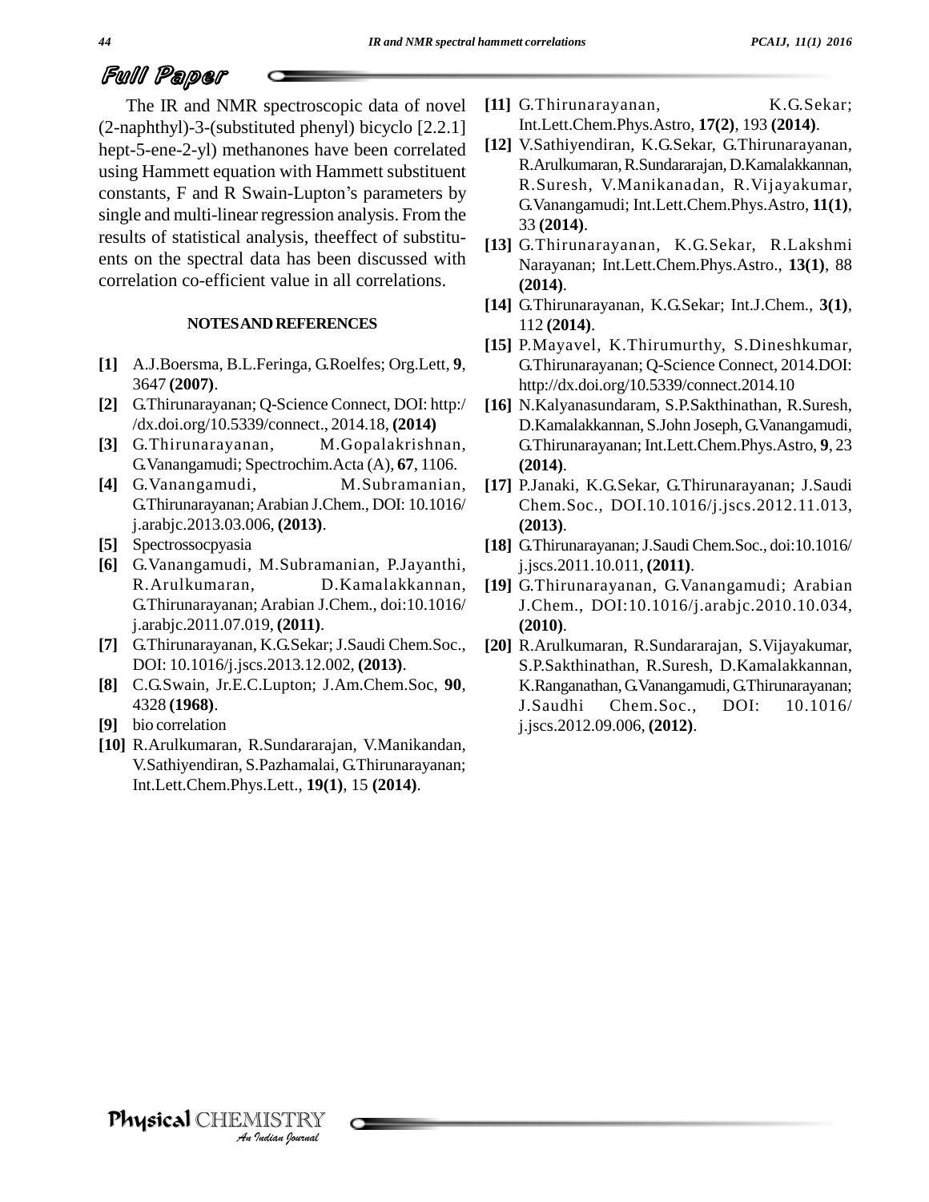The IR and NMR spectroscopic data of novel (2-naphthyl)-3-(substituted phenyl) bicyclo [2.2.1] hept-5-ene-2-yl) methanones have been correlated using Hammett equation with Hammett substituent constants, F and R Swain-Lupton's parameters by single and multi-linear regression analysis. From the results of statistical analysis, theeffect of substituents on the spectral data has been discussed with correlation co-efficient value in all correlations.

## NOTES AND REFERENCES

- [1] A.J.Boersma, B.L.Feringa, G.Roelfes; Org.Lett, **9**, 3647 **(2007)**.
- [2] G.Thirunarayanan; Q-Science Connect, DOI: http://dx.doi.org/10.5339/connect., 2014.18, **(2014)**
- [3] G.Thirunarayanan, M.Gopalakrishnan, G.Vanangamudi; Spectrochim.Acta (A), **67**, 1106.
- [4] G.Vanangamudi, M.Subramanian, G.Thirunarayanan; Arabian J.Chem., DOI: 10.1016/j.arabjc.2013.03.006, **(2013)**.
- [5] Spectrossocpyasia
- [6] G.Vanangamudi, M.Subramanian, P.Jayanthi, R.Arulkumaran, D.Kamalakkannan, G.Thirunarayanan; Arabian J.Chem., doi:10.1016/j.arabjc.2011.07.019, **(2011)**.
- [7] G.Thirunarayanan, K.G.Sekar; J.Saudi Chem.Soc., DOI: 10.1016/j.jscs.2013.12.002, **(2013)**.
- [8] C.G.Swain, Jr.E.C.Lupton; J.Am.Chem.Soc, **90**, 4328 **(1968)**.
- [9] bio correlation
- [10] R.Arulkumaran, R.Sundararajan, V.Manikandan, V.Sathiyendiran, S.Pazhamalai, G.Thirunarayanan; Int.Lett.Chem.Phys.Lett., **19(1)**, 15 **(2014)**.
- [11] G.Thirunarayanan, K.G.Sekar; Int.Lett.Chem.Phys.Astro, **17(2)**, 193 **(2014)**.
- [12] V.Sathiyendiran, K.G.Sekar, G.Thirunarayanan, R.Arulkumaran, R.Sundararajan, D.Kamalakkannan, R.Suresh, V.Manikanadan, R.Vijayakumar, G.Vanangamudi; Int.Lett.Chem.Phys.Astro, **11(1)**, 33 **(2014)**.
- [13] G.Thirunarayanan, K.G.Sekar, R.Lakshmi Narayanan; Int.Lett.Chem.Phys.Astro., **13(1)**, 88 **(2014)**.
- [14] G.Thirunarayanan, K.G.Sekar; Int.J.Chem., **3(1)**, 112 **(2014)**.
- [15] P.Mayavel, K.Thirumurthy, S.Dineshkumar, G.Thirunarayanan; Q-Science Connect, 2014.DOI: http://dx.doi.org/10.5339/connect.2014.10
- [16] N.Kalyanasundaram, S.P.Sakthinathan, R.Suresh, D.Kamalakkannan, S.John Joseph, G.Vanangamudi, G.Thirunarayanan; Int.Lett.Chem.Phys.Astro, **9**, 23 **(2014)**.
- [17] P.Janaki, K.G.Sekar, G.Thirunarayanan; J.Saudi Chem.Soc., DOI.10.1016/j.jscs.2012.11.013, **(2013)**.
- [18] G.Thirunarayanan; J.Saudi Chem.Soc., doi:10.1016/j.jscs.2011.10.011, **(2011)**.
- [19] G.Thirunarayanan, G.Vanangamudi; Arabian J.Chem., DOI:10.1016/j.arabjc.2010.10.034, **(2010)**.
- [20] R.Arulkumaran, R.Sundararajan, S.Vijayakumar, S.P.Sakthinathan, R.Suresh, D.Kamalakkannan, K.Ranganathan, G.Vanangamudi, G.Thirunarayanan; J.Saudhi Chem.Soc., DOI: 10.1016/j.jscs.2012.09.006, **(2012)**.